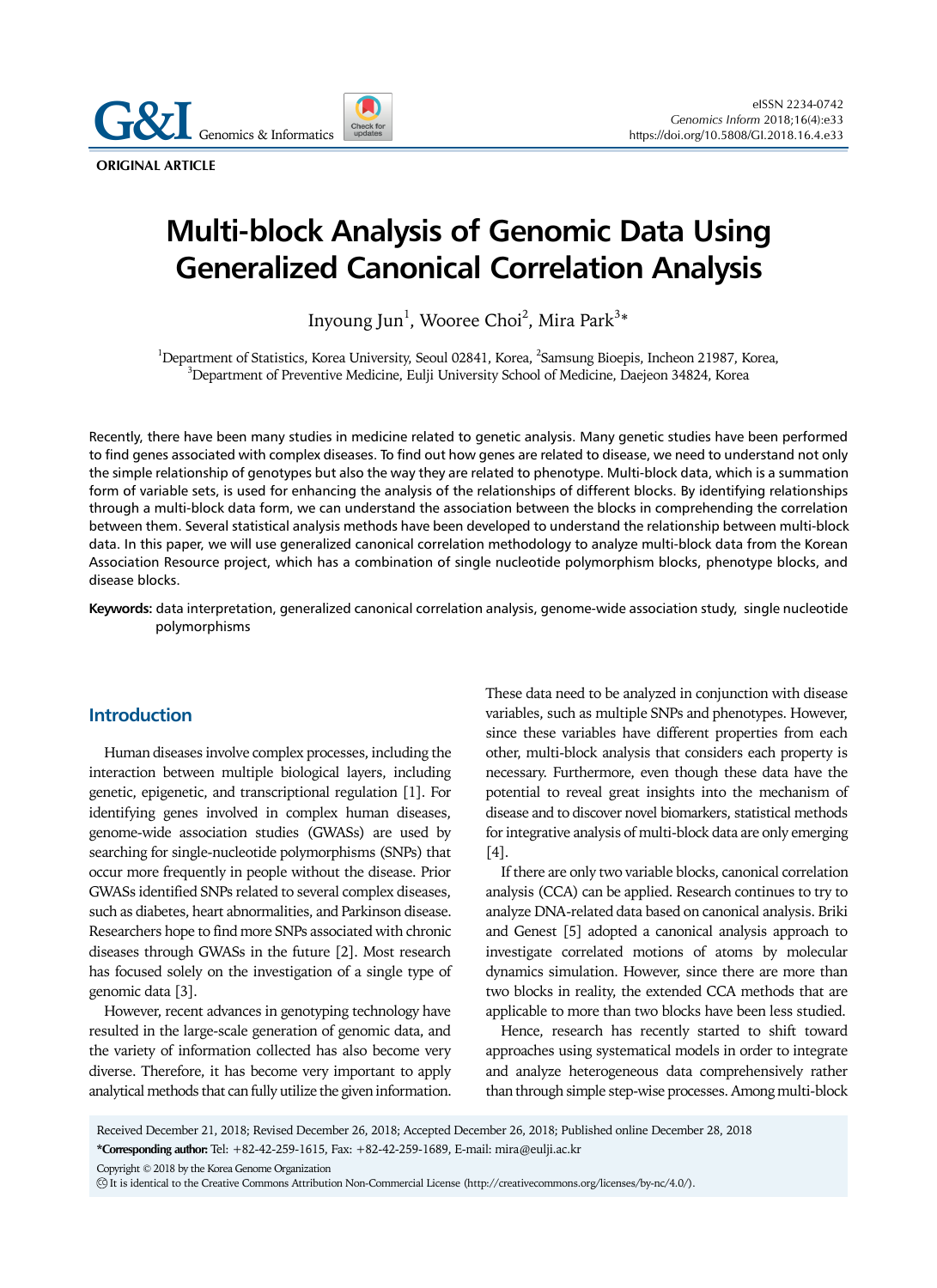**ORIGINAL ARTICLE**

# Multi-block Analysis of Genomic Data Using Generalized Canonical Correlation Analysis

Inyoung Jun[1], Wooree Choi[2], Mira Park[3]*

[1]Department of Statistics, Korea University, Seoul 02841, Korea, [2]Samsung Bioepis, Incheon 21987, Korea, [3]Department of Preventive Medicine, Eulji University School of Medicine, Daejeon 34824, Korea

Recently, there have been many studies in medicine related to genetic analysis. Many genetic studies have been performed to find genes associated with complex diseases. To find out how genes are related to disease, we need to understand not only the simple relationship of genotypes but also the way they are related to phenotype. Multi-block data, which is a summation form of variable sets, is used for enhancing the analysis of the relationships of different blocks. By identifying relationships through a multi-block data form, we can understand the association between the blocks in comprehending the correlation between them. Several statistical analysis methods have been developed to understand the relationship between multi-block data. In this paper, we will use generalized canonical correlation methodology to analyze multi-block data from the Korean Association Resource project, which has a combination of single nucleotide polymorphism blocks, phenotype blocks, and disease blocks.

**Keywords:** data interpretation, generalized canonical correlation analysis, genome-wide association study, single nucleotide polymorphisms

## Introduction

Human diseases involve complex processes, including the interaction between multiple biological layers, including genetic, epigenetic, and transcriptional regulation [1]. For identifying genes involved in complex human diseases, genome-wide association studies (GWASs) are used by searching for single-nucleotide polymorphisms (SNPs) that occur more frequently in people without the disease. Prior GWASs identified SNPs related to several complex diseases, such as diabetes, heart abnormalities, and Parkinson disease. Researchers hope to find more SNPs associated with chronic diseases through GWASs in the future [2]. Most research has focused solely on the investigation of a single type of genomic data [3].

However, recent advances in genotyping technology have resulted in the large-scale generation of genomic data, and the variety of information collected has also become very diverse. Therefore, it has become very important to apply analytical methods that can fully utilize the given information. These data need to be analyzed in conjunction with disease variables, such as multiple SNPs and phenotypes. However, since these variables have different properties from each other, multi-block analysis that considers each property is necessary. Furthermore, even though these data have the potential to reveal great insights into the mechanism of disease and to discover novel biomarkers, statistical methods for integrative analysis of multi-block data are only emerging [4].

If there are only two variable blocks, canonical correlation analysis (CCA) can be applied. Research continues to try to analyze DNA-related data based on canonical analysis. Briki and Genest [5] adopted a canonical analysis approach to investigate correlated motions of atoms by molecular dynamics simulation. However, since there are more than two blocks in reality, the extended CCA methods that are applicable to more than two blocks have been less studied.

Hence, research has recently started to shift toward approaches using systematical models in order to integrate and analyze heterogeneous data comprehensively rather than through simple step-wise processes. Among multi-block

Received December 21, 2018; Revised December 26, 2018; Accepted December 26, 2018; Published online December 28, 2018

*Corresponding author: Tel: +82-42-259-1615, Fax: +82-42-259-1689, E-mail: mira@eulji.ac.kr

Copyright © 2018 by the Korea Genome Organization

It is identical to the Creative Commons Attribution Non-Commercial License (http://creativecommons.org/licenses/by-nc/4.0/).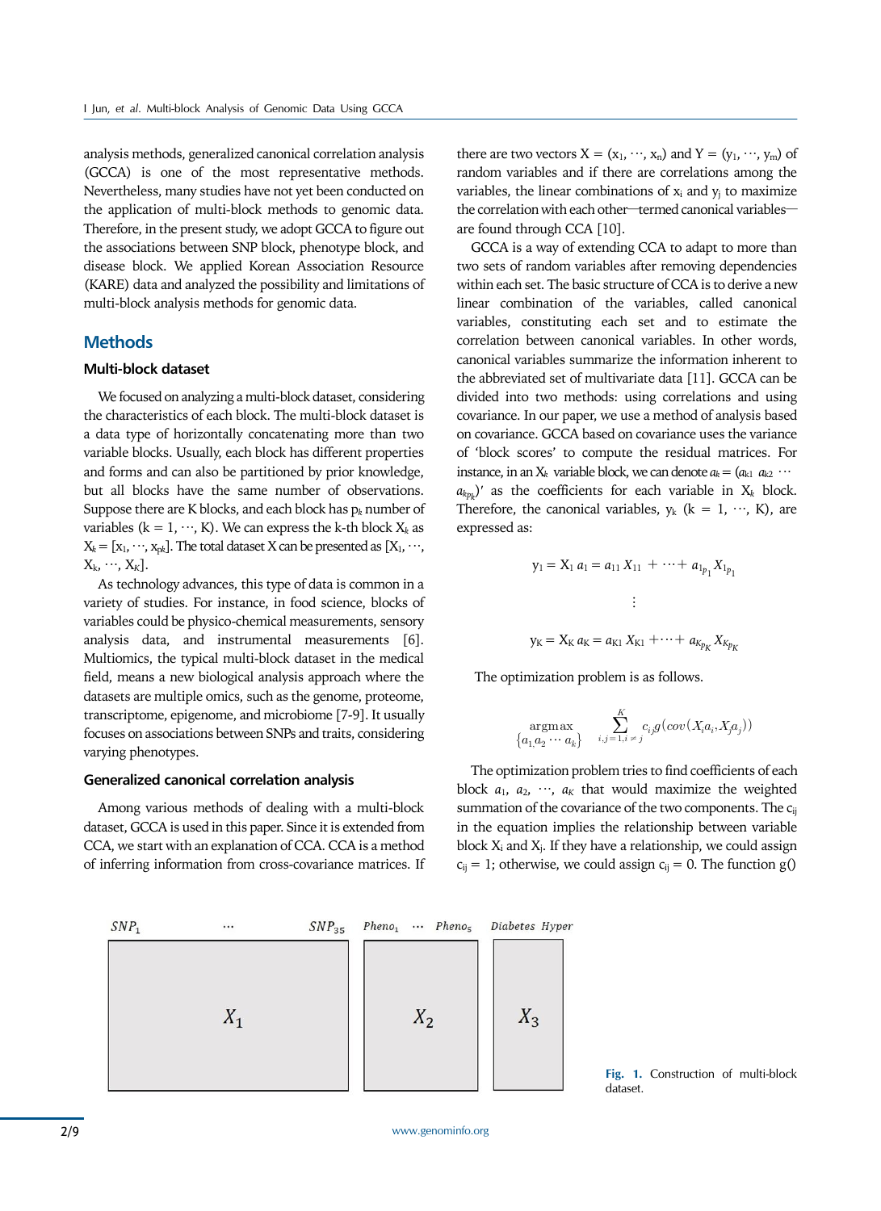analysis methods, generalized canonical correlation analysis (GCCA) is one of the most representative methods. Nevertheless, many studies have not yet been conducted on the application of multi-block methods to genomic data. Therefore, in the present study, we adopt GCCA to figure out the associations between SNP block, phenotype block, and disease block. We applied Korean Association Resource (KARE) data and analyzed the possibility and limitations of multi-block analysis methods for genomic data.

## Methods

### Multi-block dataset

We focused on analyzing a multi-block dataset, considering the characteristics of each block. The multi-block dataset is a data type of horizontally concatenating more than two variable blocks. Usually, each block has different properties and forms and can also be partitioned by prior knowledge, but all blocks have the same number of observations. Suppose there are K blocks, and each block has $p_k$ number of variables ($k = 1, \cdots, K$). We can express the k-th block $X_k$ as $X_k = [x_1, \cdots, x_{pk}]$. The total dataset X can be presented as $[X_1, \cdots, X_k, \cdots, X_K]$.

As technology advances, this type of data is common in a variety of studies. For instance, in food science, blocks of variables could be physico-chemical measurements, sensory analysis data, and instrumental measurements [6]. Multiomics, the typical multi-block dataset in the medical field, means a new biological analysis approach where the datasets are multiple omics, such as the genome, proteome, transcriptome, epigenome, and microbiome [7-9]. It usually focuses on associations between SNPs and traits, considering varying phenotypes.

### Generalized canonical correlation analysis

Among various methods of dealing with a multi-block dataset, GCCA is used in this paper. Since it is extended from CCA, we start with an explanation of CCA. CCA is a method of inferring information from cross-covariance matrices. If there are two vectors $X = (x_1, \cdots, x_n)$ and $Y = (y_1, \cdots, y_m)$ of random variables and if there are correlations among the variables, the linear combinations of $x_i$ and $y_j$ to maximize the correlation with each other—termed canonical variables—are found through CCA [10].

GCCA is a way of extending CCA to adapt to more than two sets of random variables after removing dependencies within each set. The basic structure of CCA is to derive a new linear combination of the variables, called canonical variables, constituting each set and to estimate the correlation between canonical variables. In other words, canonical variables summarize the information inherent to the abbreviated set of multivariate data [11]. GCCA can be divided into two methods: using correlations and using covariance. In our paper, we use a method of analysis based on covariance. GCCA based on covariance uses the variance of 'block scores' to compute the residual matrices. For instance, in an $X_k$ variable block, we can denote $a_k = (a_{k1}\ a_{k2}\ \cdots\ a_{kp_k})'$ as the coefficients for each variable in $X_k$ block. Therefore, the canonical variables, $y_k$ ($k = 1, \cdots, K$), are expressed as:

$$y_1 = X_1\, a_1 = a_{11}\, X_{11} + \cdots + a_{1p_1} X_{1p_1}$$

$$\vdots$$

$$y_K = X_K\, a_K = a_{K1}\, X_{K1} + \cdots + a_{Kp_K} X_{Kp_K}$$

The optimization problem is as follows.

$$\underset{\{a_1, a_2 \cdots a_k\}}{\operatorname{argmax}} \sum_{i,j=1, i \neq j}^{K} c_{ij}\, g(cov(X_i a_i, X_j a_j))$$

The optimization problem tries to find coefficients of each block $a_1, a_2, \cdots, a_K$ that would maximize the weighted summation of the covariance of the two components. The $c_{ij}$ in the equation implies the relationship between variable block $X_i$ and $X_j$. If they have a relationship, we could assign $c_{ij} = 1$; otherwise, we could assign $c_{ij} = 0$. The function g()

| $SNP_1$ | ⋯ | $SNP_{35}$ | $Pheno_1$ ⋯ $Pheno_5$ | Diabetes Hyper |
|---|---|---|---|---|
| | $X_1$ | | $X_2$ | $X_3$ |

**Fig. 1.** Construction of multi-block dataset.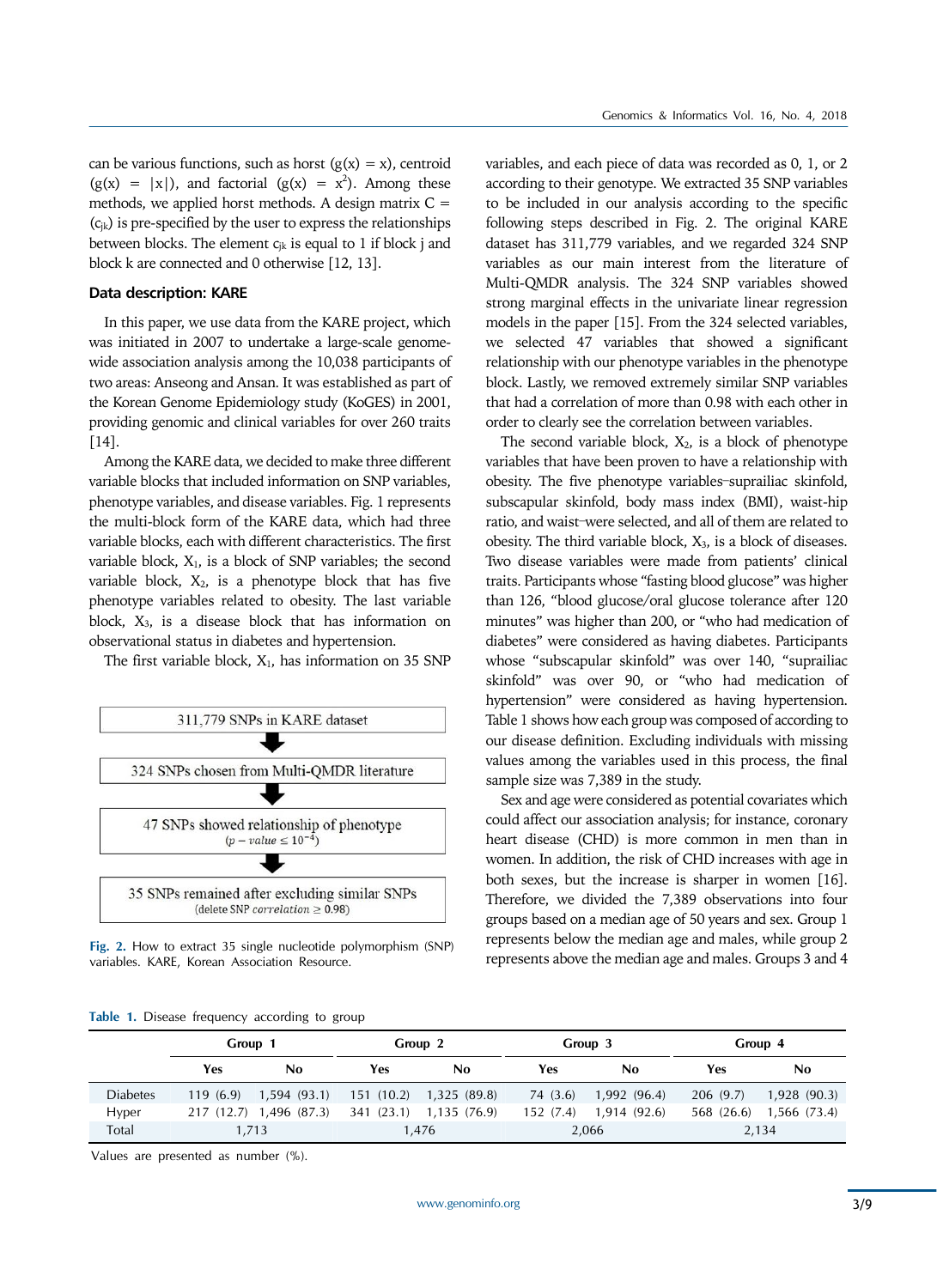can be various functions, such as horst ($g(x) = x$), centroid ($g(x) = |x|$), and factorial ($g(x) = x^2$). Among these methods, we applied horst methods. A design matrix $C = (c_{jk})$ is pre-specified by the user to express the relationships between blocks. The element $c_{jk}$ is equal to 1 if block j and block k are connected and 0 otherwise [12, 13].

### Data description: KARE

In this paper, we use data from the KARE project, which was initiated in 2007 to undertake a large-scale genome-wide association analysis among the 10,038 participants of two areas: Anseong and Ansan. It was established as part of the Korean Genome Epidemiology study (KoGES) in 2001, providing genomic and clinical variables for over 260 traits [14].

Among the KARE data, we decided to make three different variable blocks that included information on SNP variables, phenotype variables, and disease variables. Fig. 1 represents the multi-block form of the KARE data, which had three variable blocks, each with different characteristics. The first variable block, $X_1$, is a block of SNP variables; the second variable block, $X_2$, is a phenotype block that has five phenotype variables related to obesity. The last variable block, $X_3$, is a disease block that has information on observational status in diabetes and hypertension.

The first variable block, $X_1$, has information on 35 SNP variables, and each piece of data was recorded as 0, 1, or 2 according to their genotype. We extracted 35 SNP variables to be included in our analysis according to the specific following steps described in Fig. 2. The original KARE dataset has 311,779 variables, and we regarded 324 SNP variables as our main interest from the literature of Multi-QMDR analysis. The 324 SNP variables showed strong marginal effects in the univariate linear regression models in the paper [15]. From the 324 selected variables, we selected 47 variables that showed a significant relationship with our phenotype variables in the phenotype block. Lastly, we removed extremely similar SNP variables that had a correlation of more than 0.98 with each other in order to clearly see the correlation between variables.

311,779 SNPs in KARE dataset
↓
324 SNPs chosen from Multi-QMDR literature
↓
47 SNPs showed relationship of phenotype ($p-value \leq 10^{-4}$)
↓
35 SNPs remained after excluding similar SNPs (delete SNP $correlation \geq 0.98$)

**Fig. 2.** How to extract 35 single nucleotide polymorphism (SNP) variables. KARE, Korean Association Resource.

The second variable block, $X_2$, is a block of phenotype variables that have been proven to have a relationship with obesity. The five phenotype variables–suprailiac skinfold, subscapular skinfold, body mass index (BMI), waist-hip ratio, and waist–were selected, and all of them are related to obesity. The third variable block, $X_3$, is a block of diseases. Two disease variables were made from patients' clinical traits. Participants whose "fasting blood glucose" was higher than 126, "blood glucose/oral glucose tolerance after 120 minutes" was higher than 200, or "who had medication of diabetes" were considered as having diabetes. Participants whose "subscapular skinfold" was over 140, "suprailiac skinfold" was over 90, or "who had medication of hypertension" were considered as having hypertension. Table 1 shows how each group was composed of according to our disease definition. Excluding individuals with missing values among the variables used in this process, the final sample size was 7,389 in the study.

Sex and age were considered as potential covariates which could affect our association analysis; for instance, coronary heart disease (CHD) is more common in men than in women. In addition, the risk of CHD increases with age in both sexes, but the increase is sharper in women [16]. Therefore, we divided the 7,389 observations into four groups based on a median age of 50 years and sex. Group 1 represents below the median age and males, while group 2 represents above the median age and males. Groups 3 and 4

**Table 1.** Disease frequency according to group

| | Group 1 | | Group 2 | | Group 3 | | Group 4 | |
|---|---|---|---|---|---|---|---|---|
| | Yes | No | Yes | No | Yes | No | Yes | No |
| Diabetes | 119 (6.9) | 1,594 (93.1) | 151 (10.2) | 1,325 (89.8) | 74 (3.6) | 1,992 (96.4) | 206 (9.7) | 1,928 (90.3) |
| Hyper | 217 (12.7) | 1,496 (87.3) | 341 (23.1) | 1,135 (76.9) | 152 (7.4) | 1,914 (92.6) | 568 (26.6) | 1,566 (73.4) |
| Total | 1,713 | | 1,476 | | 2,066 | | 2,134 | |

Values are presented as number (%).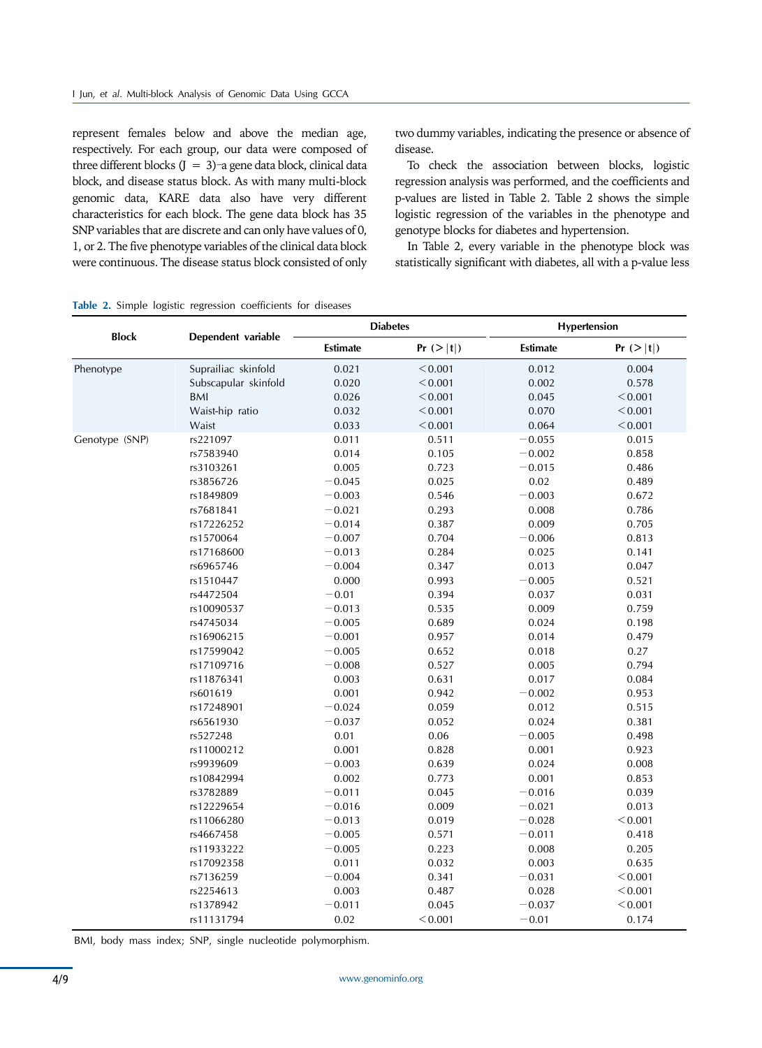represent females below and above the median age, respectively. For each group, our data were composed of three different blocks (J = 3)–a gene data block, clinical data block, and disease status block. As with many multi-block genomic data, KARE data also have very different characteristics for each block. The gene data block has 35 SNP variables that are discrete and can only have values of 0, 1, or 2. The five phenotype variables of the clinical data block were continuous. The disease status block consisted of only two dummy variables, indicating the presence or absence of disease.

To check the association between blocks, logistic regression analysis was performed, and the coefficients and p-values are listed in Table 2. Table 2 shows the simple logistic regression of the variables in the phenotype and genotype blocks for diabetes and hypertension.

In Table 2, every variable in the phenotype block was statistically significant with diabetes, all with a p-value less

**Table 2.** Simple logistic regression coefficients for diseases

| Block | Dependent variable | Diabetes | | Hypertension | |
|---|---|---|---|---|---|
| | | Estimate | Pr (>\|t\|) | Estimate | Pr (>\|t\|) |
| Phenotype | Suprailiac skinfold | 0.021 | <0.001 | 0.012 | 0.004 |
| | Subscapular skinfold | 0.020 | <0.001 | 0.002 | 0.578 |
| | BMI | 0.026 | <0.001 | 0.045 | <0.001 |
| | Waist-hip ratio | 0.032 | <0.001 | 0.070 | <0.001 |
| | Waist | 0.033 | <0.001 | 0.064 | <0.001 |
| Genotype (SNP) | rs221097 | 0.011 | 0.511 | −0.055 | 0.015 |
| | rs7583940 | 0.014 | 0.105 | −0.002 | 0.858 |
| | rs3103261 | 0.005 | 0.723 | −0.015 | 0.486 |
| | rs3856726 | −0.045 | 0.025 | 0.02 | 0.489 |
| | rs1849809 | −0.003 | 0.546 | −0.003 | 0.672 |
| | rs7681841 | −0.021 | 0.293 | 0.008 | 0.786 |
| | rs17226252 | −0.014 | 0.387 | 0.009 | 0.705 |
| | rs1570064 | −0.007 | 0.704 | −0.006 | 0.813 |
| | rs17168600 | −0.013 | 0.284 | 0.025 | 0.141 |
| | rs6965746 | −0.004 | 0.347 | 0.013 | 0.047 |
| | rs1510447 | 0.000 | 0.993 | −0.005 | 0.521 |
| | rs4472504 | −0.01 | 0.394 | 0.037 | 0.031 |
| | rs10090537 | −0.013 | 0.535 | 0.009 | 0.759 |
| | rs4745034 | −0.005 | 0.689 | 0.024 | 0.198 |
| | rs16906215 | −0.001 | 0.957 | 0.014 | 0.479 |
| | rs17599042 | −0.005 | 0.652 | 0.018 | 0.27 |
| | rs17109716 | −0.008 | 0.527 | 0.005 | 0.794 |
| | rs11876341 | 0.003 | 0.631 | 0.017 | 0.084 |
| | rs601619 | 0.001 | 0.942 | −0.002 | 0.953 |
| | rs17248901 | −0.024 | 0.059 | 0.012 | 0.515 |
| | rs6561930 | −0.037 | 0.052 | 0.024 | 0.381 |
| | rs527248 | 0.01 | 0.06 | −0.005 | 0.498 |
| | rs11000212 | 0.001 | 0.828 | 0.001 | 0.923 |
| | rs9939609 | −0.003 | 0.639 | 0.024 | 0.008 |
| | rs10842994 | 0.002 | 0.773 | 0.001 | 0.853 |
| | rs3782889 | −0.011 | 0.045 | −0.016 | 0.039 |
| | rs12229654 | −0.016 | 0.009 | −0.021 | 0.013 |
| | rs11066280 | −0.013 | 0.019 | −0.028 | <0.001 |
| | rs4667458 | −0.005 | 0.571 | −0.011 | 0.418 |
| | rs11933222 | −0.005 | 0.223 | 0.008 | 0.205 |
| | rs17092358 | 0.011 | 0.032 | 0.003 | 0.635 |
| | rs7136259 | −0.004 | 0.341 | −0.031 | <0.001 |
| | rs2254613 | 0.003 | 0.487 | 0.028 | <0.001 |
| | rs1378942 | −0.011 | 0.045 | −0.037 | <0.001 |
| | rs11131794 | 0.02 | <0.001 | −0.01 | 0.174 |

BMI, body mass index; SNP, single nucleotide polymorphism.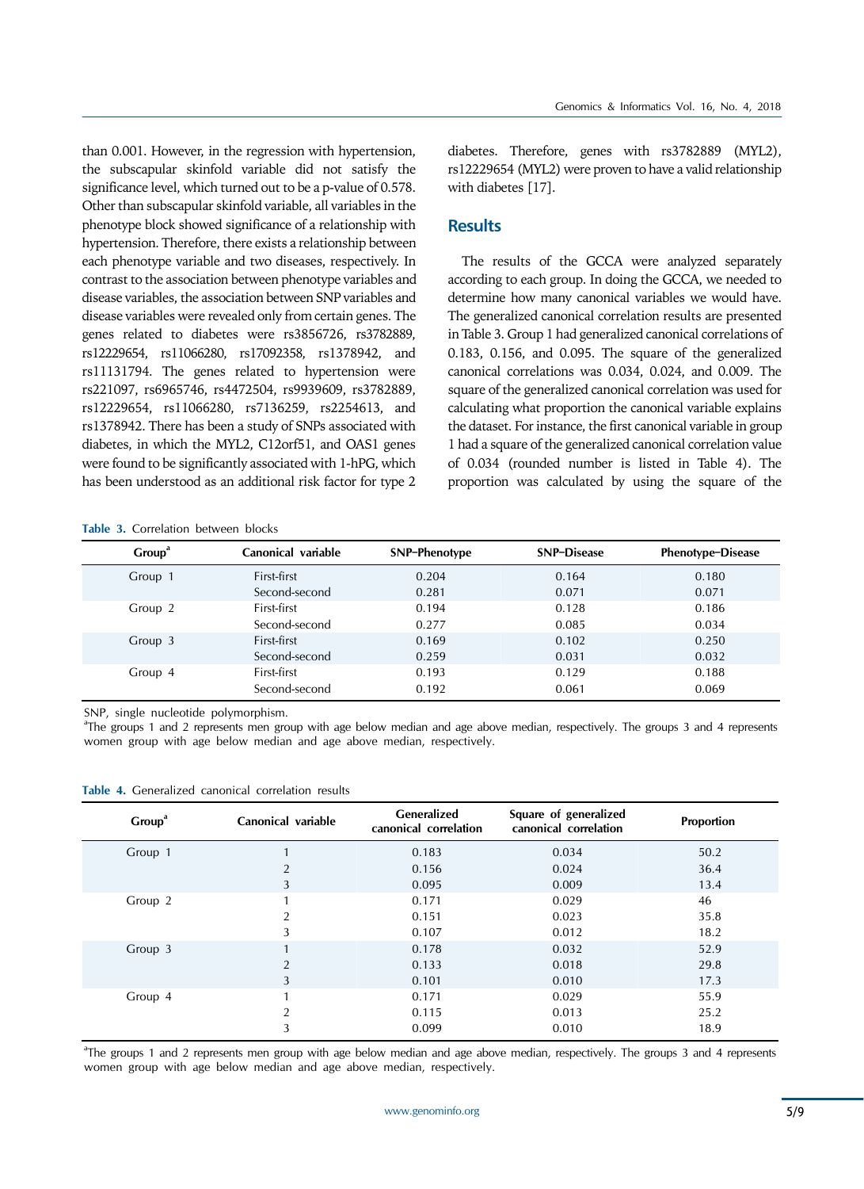than 0.001. However, in the regression with hypertension, the subscapular skinfold variable did not satisfy the significance level, which turned out to be a p-value of 0.578. Other than subscapular skinfold variable, all variables in the phenotype block showed significance of a relationship with hypertension. Therefore, there exists a relationship between each phenotype variable and two diseases, respectively. In contrast to the association between phenotype variables and disease variables, the association between SNP variables and disease variables were revealed only from certain genes. The genes related to diabetes were rs3856726, rs3782889, rs12229654, rs11066280, rs17092358, rs1378942, and rs11131794. The genes related to hypertension were rs221097, rs6965746, rs4472504, rs9939609, rs3782889, rs12229654, rs11066280, rs7136259, rs2254613, and rs1378942. There has been a study of SNPs associated with diabetes, in which the MYL2, C12orf51, and OAS1 genes were found to be significantly associated with 1-hPG, which has been understood as an additional risk factor for type 2 diabetes. Therefore, genes with rs3782889 (MYL2), rs12229654 (MYL2) were proven to have a valid relationship with diabetes [17].

## Results

The results of the GCCA were analyzed separately according to each group. In doing the GCCA, we needed to determine how many canonical variables we would have. The generalized canonical correlation results are presented in Table 3. Group 1 had generalized canonical correlations of 0.183, 0.156, and 0.095. The square of the generalized canonical correlations was 0.034, 0.024, and 0.009. The square of the generalized canonical correlation was used for calculating what proportion the canonical variable explains the dataset. For instance, the first canonical variable in group 1 had a square of the generalized canonical correlation value of 0.034 (rounded number is listed in Table 4). The proportion was calculated by using the square of the

**Table 3.** Correlation between blocks

| Group[a] | Canonical variable | SNP–Phenotype | SNP–Disease | Phenotype–Disease |
|---|---|---|---|---|
| Group 1 | First-first | 0.204 | 0.164 | 0.180 |
| | Second-second | 0.281 | 0.071 | 0.071 |
| Group 2 | First-first | 0.194 | 0.128 | 0.186 |
| | Second-second | 0.277 | 0.085 | 0.034 |
| Group 3 | First-first | 0.169 | 0.102 | 0.250 |
| | Second-second | 0.259 | 0.031 | 0.032 |
| Group 4 | First-first | 0.193 | 0.129 | 0.188 |
| | Second-second | 0.192 | 0.061 | 0.069 |

SNP, single nucleotide polymorphism.
[a]The groups 1 and 2 represents men group with age below median and age above median, respectively. The groups 3 and 4 represents women group with age below median and age above median, respectively.

**Table 4.** Generalized canonical correlation results

| Group[a] | Canonical variable | Generalized canonical correlation | Square of generalized canonical correlation | Proportion |
|---|---|---|---|---|
| Group 1 | 1 | 0.183 | 0.034 | 50.2 |
| | 2 | 0.156 | 0.024 | 36.4 |
| | 3 | 0.095 | 0.009 | 13.4 |
| Group 2 | 1 | 0.171 | 0.029 | 46 |
| | 2 | 0.151 | 0.023 | 35.8 |
| | 3 | 0.107 | 0.012 | 18.2 |
| Group 3 | 1 | 0.178 | 0.032 | 52.9 |
| | 2 | 0.133 | 0.018 | 29.8 |
| | 3 | 0.101 | 0.010 | 17.3 |
| Group 4 | 1 | 0.171 | 0.029 | 55.9 |
| | 2 | 0.115 | 0.013 | 25.2 |
| | 3 | 0.099 | 0.010 | 18.9 |

[a]The groups 1 and 2 represents men group with age below median and age above median, respectively. The groups 3 and 4 represents women group with age below median and age above median, respectively.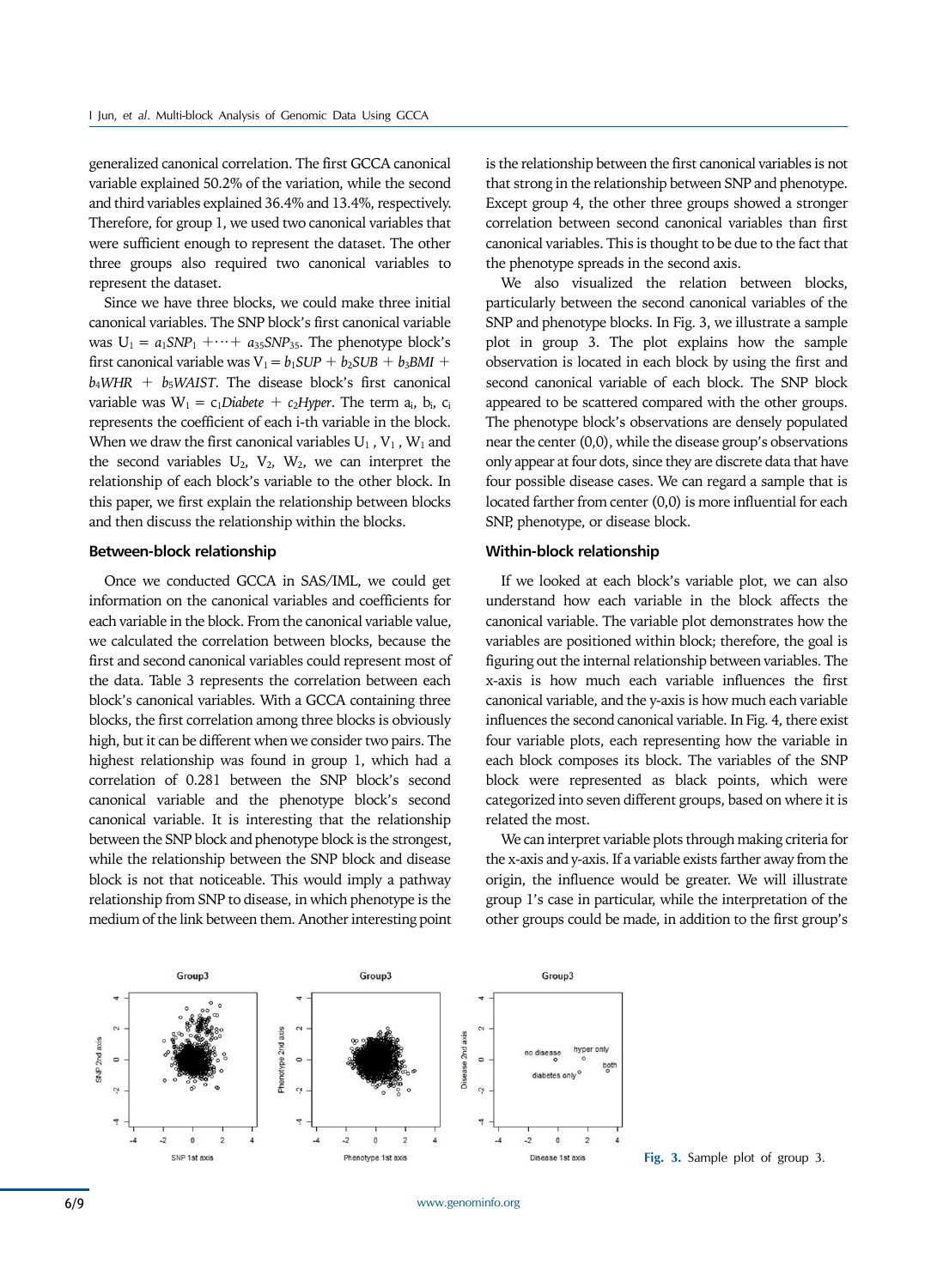generalized canonical correlation. The first GCCA canonical variable explained 50.2% of the variation, while the second and third variables explained 36.4% and 13.4%, respectively. Therefore, for group 1, we used two canonical variables that were sufficient enough to represent the dataset. The other three groups also required two canonical variables to represent the dataset.

Since we have three blocks, we could make three initial canonical variables. The SNP block's first canonical variable was $U_1 = a_1SNP_1 + \cdots + a_{35}SNP_{35}$. The phenotype block's first canonical variable was $V_1 = b_1SUP + b_2SUB + b_3BMI + b_4WHR + b_5WAIST$. The disease block's first canonical variable was $W_1 = c_1Diabete + c_2Hyper$. The term $a_i$, $b_i$, $c_i$ represents the coefficient of each i-th variable in the block. When we draw the first canonical variables $U_1$, $V_1$, $W_1$ and the second variables $U_2$, $V_2$, $W_2$, we can interpret the relationship of each block's variable to the other block. In this paper, we first explain the relationship between blocks and then discuss the relationship within the blocks.

### Between-block relationship

Once we conducted GCCA in SAS/IML, we could get information on the canonical variables and coefficients for each variable in the block. From the canonical variable value, we calculated the correlation between blocks, because the first and second canonical variables could represent most of the data. Table 3 represents the correlation between each block's canonical variables. With a GCCA containing three blocks, the first correlation among three blocks is obviously high, but it can be different when we consider two pairs. The highest relationship was found in group 1, which had a correlation of 0.281 between the SNP block's second canonical variable and the phenotype block's second canonical variable. It is interesting that the relationship between the SNP block and phenotype block is the strongest, while the relationship between the SNP block and disease block is not that noticeable. This would imply a pathway relationship from SNP to disease, in which phenotype is the medium of the link between them. Another interesting point is the relationship between the first canonical variables is not that strong in the relationship between SNP and phenotype. Except group 4, the other three groups showed a stronger correlation between second canonical variables than first canonical variables. This is thought to be due to the fact that the phenotype spreads in the second axis.

We also visualized the relation between blocks, particularly between the second canonical variables of the SNP and phenotype blocks. In Fig. 3, we illustrate a sample plot in group 3. The plot explains how the sample observation is located in each block by using the first and second canonical variable of each block. The SNP block appeared to be scattered compared with the other groups. The phenotype block's observations are densely populated near the center (0,0), while the disease group's observations only appear at four dots, since they are discrete data that have four possible disease cases. We can regard a sample that is located farther from center (0,0) is more influential for each SNP, phenotype, or disease block.

### Within-block relationship

If we looked at each block's variable plot, we can also understand how each variable in the block affects the canonical variable. The variable plot demonstrates how the variables are positioned within block; therefore, the goal is figuring out the internal relationship between variables. The x-axis is how much each variable influences the first canonical variable, and the y-axis is how much each variable influences the second canonical variable. In Fig. 4, there exist four variable plots, each representing how the variable in each block composes its block. The variables of the SNP block were represented as black points, which were categorized into seven different groups, based on where it is related the most.

We can interpret variable plots through making criteria for the x-axis and y-axis. If a variable exists farther away from the origin, the influence would be greater. We will illustrate group 1's case in particular, while the interpretation of the other groups could be made, in addition to the first group's

**Fig. 3.** Sample plot of group 3.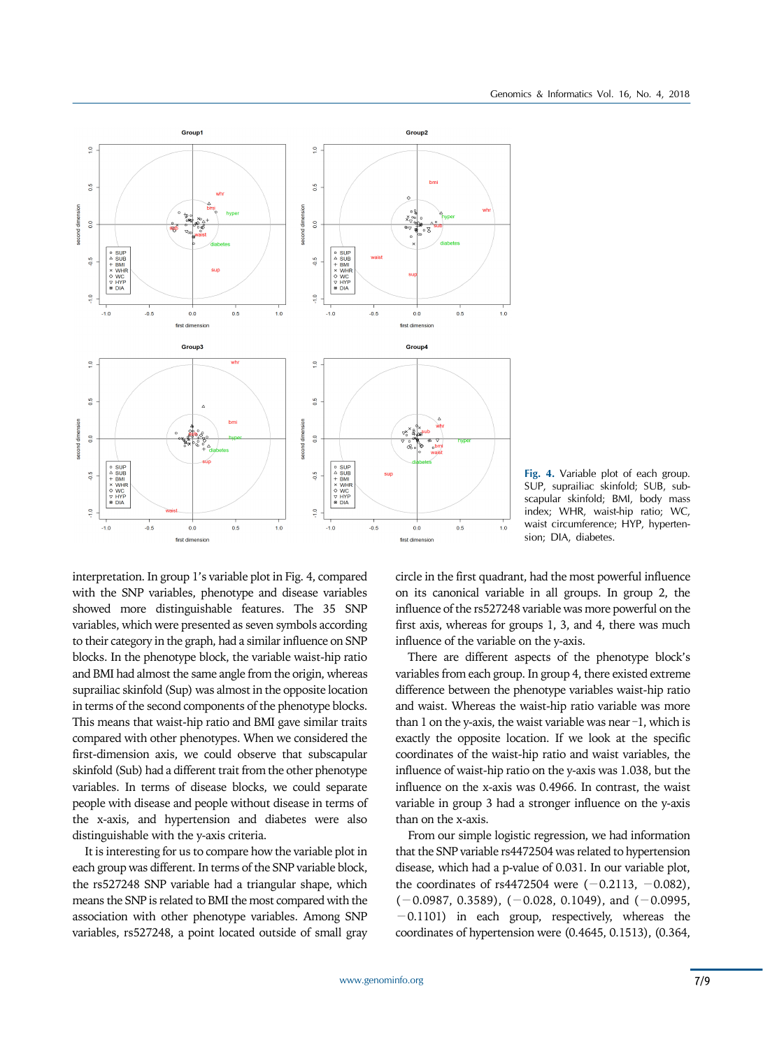Fig. 4. Variable plot of each group. SUP, suprailiac skinfold; SUB, subscapular skinfold; BMI, body mass index; WHR, waist-hip ratio; WC, waist circumference; HYP, hypertension; DIA, diabetes.

interpretation. In group 1's variable plot in Fig. 4, compared with the SNP variables, phenotype and disease variables showed more distinguishable features. The 35 SNP variables, which were presented as seven symbols according to their category in the graph, had a similar influence on SNP blocks. In the phenotype block, the variable waist-hip ratio and BMI had almost the same angle from the origin, whereas suprailiac skinfold (Sup) was almost in the opposite location in terms of the second components of the phenotype blocks. This means that waist-hip ratio and BMI gave similar traits compared with other phenotypes. When we considered the first-dimension axis, we could observe that subscapular skinfold (Sub) had a different trait from the other phenotype variables. In terms of disease blocks, we could separate people with disease and people without disease in terms of the x-axis, and hypertension and diabetes were also distinguishable with the y-axis criteria.

It is interesting for us to compare how the variable plot in each group was different. In terms of the SNP variable block, the rs527248 SNP variable had a triangular shape, which means the SNP is related to BMI the most compared with the association with other phenotype variables. Among SNP variables, rs527248, a point located outside of small gray circle in the first quadrant, had the most powerful influence on its canonical variable in all groups. In group 2, the influence of the rs527248 variable was more powerful on the first axis, whereas for groups 1, 3, and 4, there was much influence of the variable on the y-axis.

There are different aspects of the phenotype block's variables from each group. In group 4, there existed extreme difference between the phenotype variables waist-hip ratio and waist. Whereas the waist-hip ratio variable was more than 1 on the y-axis, the waist variable was near −1, which is exactly the opposite location. If we look at the specific coordinates of the waist-hip ratio and waist variables, the influence of waist-hip ratio on the y-axis was 1.038, but the influence on the x-axis was 0.4966. In contrast, the waist variable in group 3 had a stronger influence on the y-axis than on the x-axis.

From our simple logistic regression, we had information that the SNP variable rs4472504 was related to hypertension disease, which had a p-value of 0.031. In our variable plot, the coordinates of rs4472504 were (−0.2113, −0.082), (−0.0987, 0.3589), (−0.028, 0.1049), and (−0.0995, −0.1101) in each group, respectively, whereas the coordinates of hypertension were (0.4645, 0.1513), (0.364,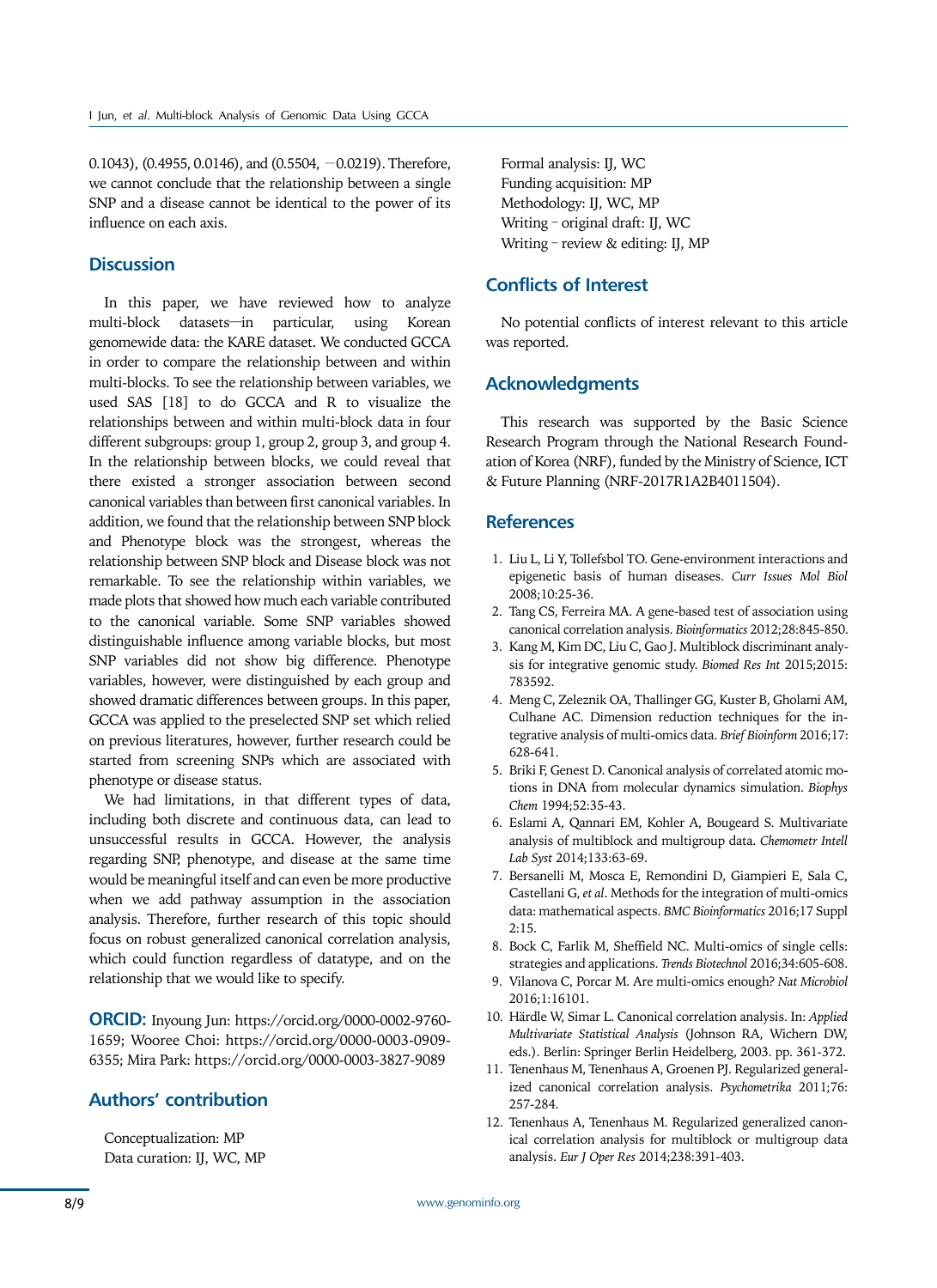0.1043), (0.4955, 0.0146), and (0.5504, −0.0219). Therefore, we cannot conclude that the relationship between a single SNP and a disease cannot be identical to the power of its influence on each axis.

## Discussion

In this paper, we have reviewed how to analyze multi-block datasets—in particular, using Korean genomewide data: the KARE dataset. We conducted GCCA in order to compare the relationship between and within multi-blocks. To see the relationship between variables, we used SAS [18] to do GCCA and R to visualize the relationships between and within multi-block data in four different subgroups: group 1, group 2, group 3, and group 4. In the relationship between blocks, we could reveal that there existed a stronger association between second canonical variables than between first canonical variables. In addition, we found that the relationship between SNP block and Phenotype block was the strongest, whereas the relationship between SNP block and Disease block was not remarkable. To see the relationship within variables, we made plots that showed how much each variable contributed to the canonical variable. Some SNP variables showed distinguishable influence among variable blocks, but most SNP variables did not show big difference. Phenotype variables, however, were distinguished by each group and showed dramatic differences between groups. In this paper, GCCA was applied to the preselected SNP set which relied on previous literatures, however, further research could be started from screening SNPs which are associated with phenotype or disease status.

We had limitations, in that different types of data, including both discrete and continuous data, can lead to unsuccessful results in GCCA. However, the analysis regarding SNP, phenotype, and disease at the same time would be meaningful itself and can even be more productive when we add pathway assumption in the association analysis. Therefore, further research of this topic should focus on robust generalized canonical correlation analysis, which could function regardless of datatype, and on the relationship that we would like to specify.

**ORCID:** Inyoung Jun: https://orcid.org/0000-0002-9760-1659; Wooree Choi: https://orcid.org/0000-0003-0909-6355; Mira Park: https://orcid.org/0000-0003-3827-9089

## Authors' contribution

Conceptualization: MP
Data curation: IJ, WC, MP
Formal analysis: IJ, WC
Funding acquisition: MP
Methodology: IJ, WC, MP
Writing – original draft: IJ, WC
Writing – review & editing: IJ, MP

## Conflicts of Interest

No potential conflicts of interest relevant to this article was reported.

## Acknowledgments

This research was supported by the Basic Science Research Program through the National Research Foundation of Korea (NRF), funded by the Ministry of Science, ICT & Future Planning (NRF-2017R1A2B4011504).

## References

1. Liu L, Li Y, Tollefsbol TO. Gene-environment interactions and epigenetic basis of human diseases. *Curr Issues Mol Biol* 2008;10:25-36.
2. Tang CS, Ferreira MA. A gene-based test of association using canonical correlation analysis. *Bioinformatics* 2012;28:845-850.
3. Kang M, Kim DC, Liu C, Gao J. Multiblock discriminant analysis for integrative genomic study. *Biomed Res Int* 2015;2015:783592.
4. Meng C, Zeleznik OA, Thallinger GG, Kuster B, Gholami AM, Culhane AC. Dimension reduction techniques for the integrative analysis of multi-omics data. *Brief Bioinform* 2016;17:628-641.
5. Briki F, Genest D. Canonical analysis of correlated atomic motions in DNA from molecular dynamics simulation. *Biophys Chem* 1994;52:35-43.
6. Eslami A, Qannari EM, Kohler A, Bougeard S. Multivariate analysis of multiblock and multigroup data. *Chemometr Intell Lab Syst* 2014;133:63-69.
7. Bersanelli M, Mosca E, Remondini D, Giampieri E, Sala C, Castellani G, *et al*. Methods for the integration of multi-omics data: mathematical aspects. *BMC Bioinformatics* 2016;17 Suppl 2:15.
8. Bock C, Farlik M, Sheffield NC. Multi-omics of single cells: strategies and applications. *Trends Biotechnol* 2016;34:605-608.
9. Vilanova C, Porcar M. Are multi-omics enough? *Nat Microbiol* 2016;1:16101.
10. Härdle W, Simar L. Canonical correlation analysis. In: *Applied Multivariate Statistical Analysis* (Johnson RA, Wichern DW, eds.). Berlin: Springer Berlin Heidelberg, 2003. pp. 361-372.
11. Tenenhaus M, Tenenhaus A, Groenen PJ. Regularized generalized canonical correlation analysis. *Psychometrika* 2011;76:257-284.
12. Tenenhaus A, Tenenhaus M. Regularized generalized canonical correlation analysis for multiblock or multigroup data analysis. *Eur J Oper Res* 2014;238:391-403.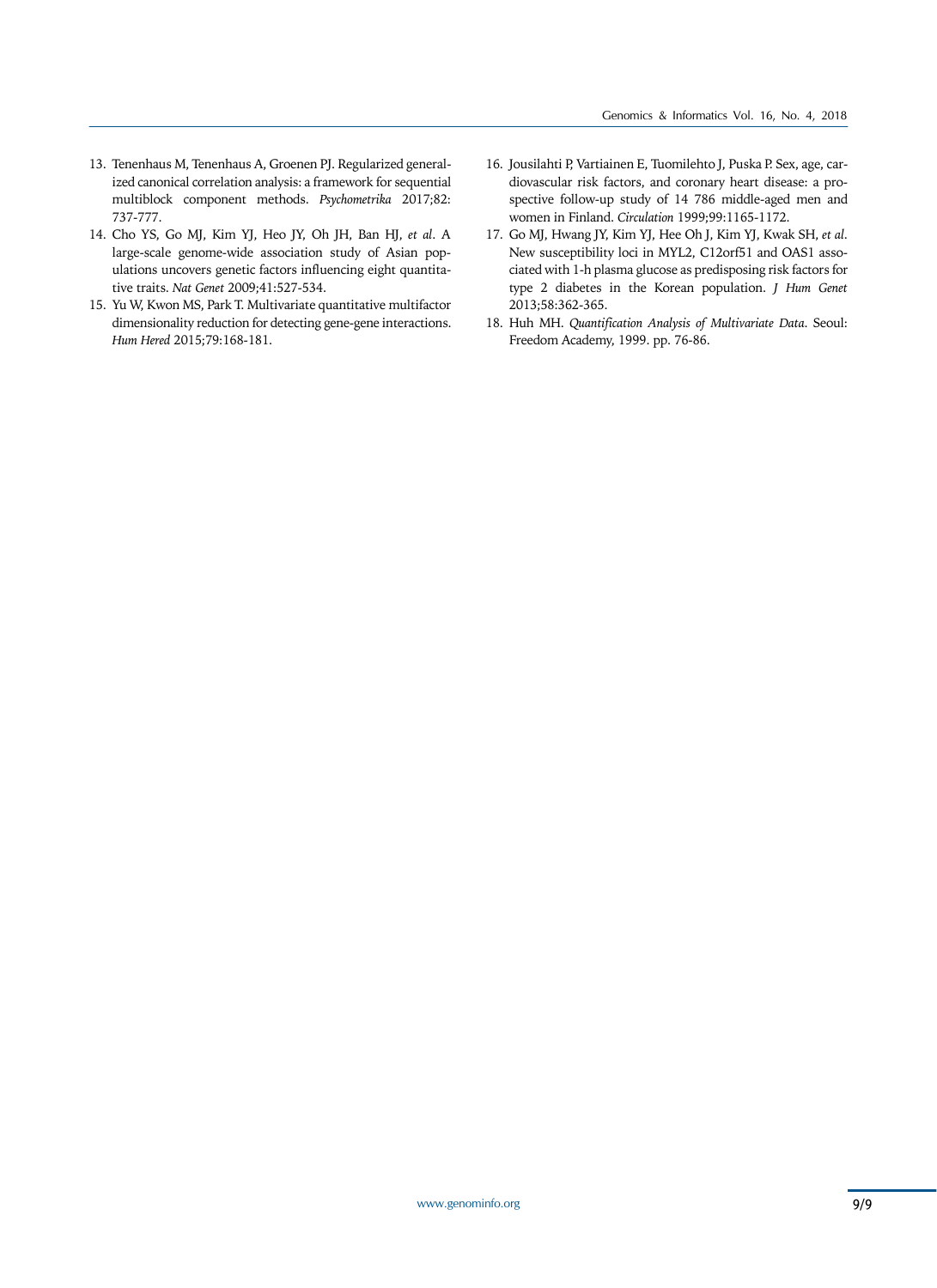13. Tenenhaus M, Tenenhaus A, Groenen PJ. Regularized generalized canonical correlation analysis: a framework for sequential multiblock component methods. *Psychometrika* 2017;82:737-777.
14. Cho YS, Go MJ, Kim YJ, Heo JY, Oh JH, Ban HJ, *et al*. A large-scale genome-wide association study of Asian populations uncovers genetic factors influencing eight quantitative traits. *Nat Genet* 2009;41:527-534.
15. Yu W, Kwon MS, Park T. Multivariate quantitative multifactor dimensionality reduction for detecting gene-gene interactions. *Hum Hered* 2015;79:168-181.
16. Jousilahti P, Vartiainen E, Tuomilehto J, Puska P. Sex, age, cardiovascular risk factors, and coronary heart disease: a prospective follow-up study of 14 786 middle-aged men and women in Finland. *Circulation* 1999;99:1165-1172.
17. Go MJ, Hwang JY, Kim YJ, Hee Oh J, Kim YJ, Kwak SH, *et al*. New susceptibility loci in MYL2, C12orf51 and OAS1 associated with 1-h plasma glucose as predisposing risk factors for type 2 diabetes in the Korean population. *J Hum Genet* 2013;58:362-365.
18. Huh MH. *Quantification Analysis of Multivariate Data*. Seoul: Freedom Academy, 1999. pp. 76-86.